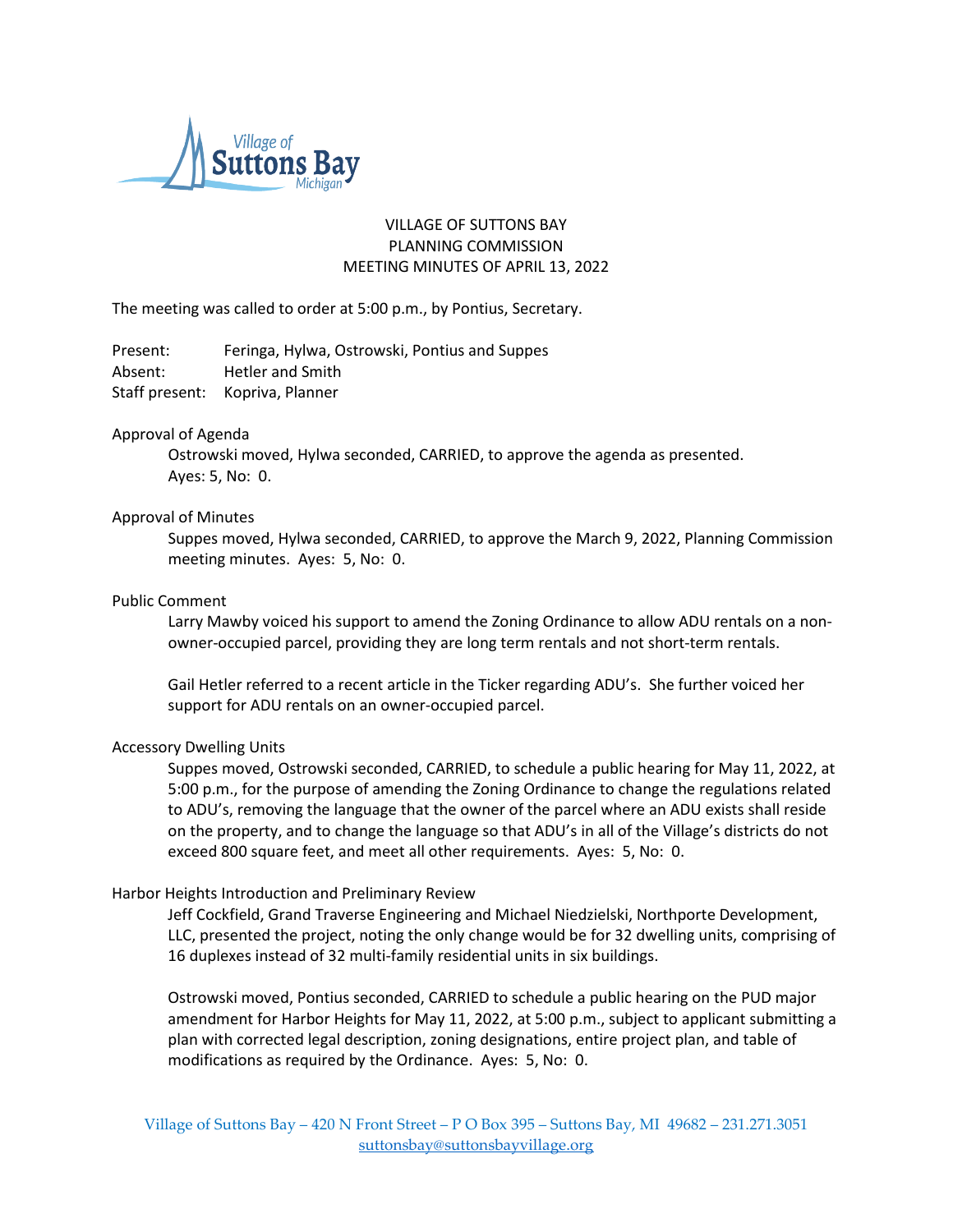VILLAGE OF SUTTONS BAY
PLANNING COMMISSION
MEETING MINUTES OF APRIL 13, 2022

The meeting was called to order at 5:00 p.m., by Pontius, Secretary.

Present: Feringa, Hylwa, Ostrowski, Pontius and Suppes
Absent: Hetler and Smith
Staff present: Kopriva, Planner

Approval of Agenda

Ostrowski moved, Hylwa seconded, CARRIED, to approve the agenda as presented. Ayes: 5, No: 0.

Approval of Minutes

Suppes moved, Hylwa seconded, CARRIED, to approve the March 9, 2022, Planning Commission meeting minutes. Ayes: 5, No: 0.

Public Comment

Larry Mawby voiced his support to amend the Zoning Ordinance to allow ADU rentals on a non-owner-occupied parcel, providing they are long term rentals and not short-term rentals.

Gail Hetler referred to a recent article in the Ticker regarding ADU's. She further voiced her support for ADU rentals on an owner-occupied parcel.

Accessory Dwelling Units

Suppes moved, Ostrowski seconded, CARRIED, to schedule a public hearing for May 11, 2022, at 5:00 p.m., for the purpose of amending the Zoning Ordinance to change the regulations related to ADU's, removing the language that the owner of the parcel where an ADU exists shall reside on the property, and to change the language so that ADU's in all of the Village's districts do not exceed 800 square feet, and meet all other requirements. Ayes: 5, No: 0.

Harbor Heights Introduction and Preliminary Review

Jeff Cockfield, Grand Traverse Engineering and Michael Niedzielski, Northporte Development, LLC, presented the project, noting the only change would be for 32 dwelling units, comprising of 16 duplexes instead of 32 multi-family residential units in six buildings.

Ostrowski moved, Pontius seconded, CARRIED to schedule a public hearing on the PUD major amendment for Harbor Heights for May 11, 2022, at 5:00 p.m., subject to applicant submitting a plan with corrected legal description, zoning designations, entire project plan, and table of modifications as required by the Ordinance. Ayes: 5, No: 0.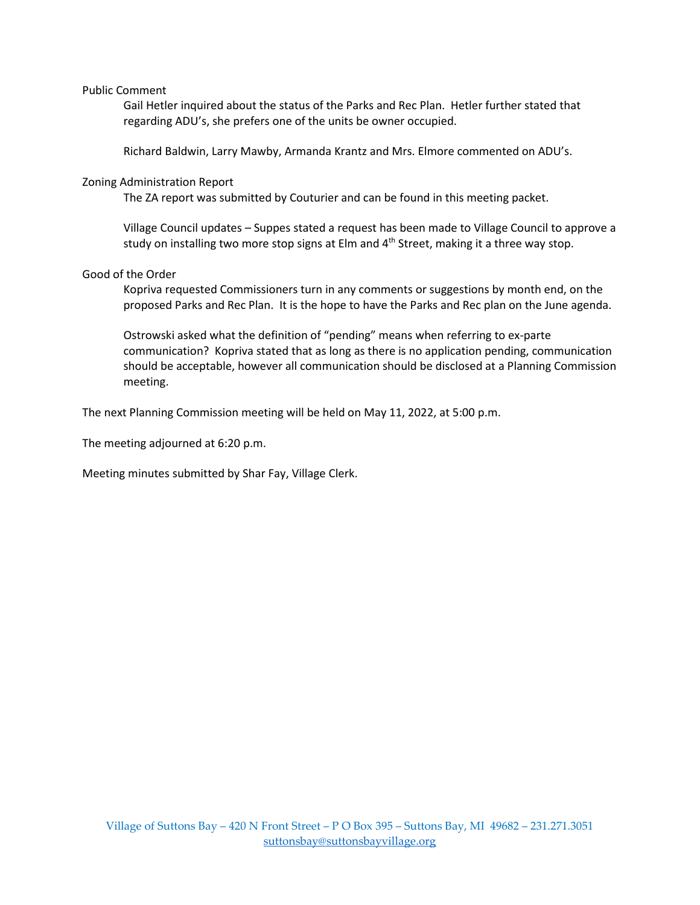Public Comment

Gail Hetler inquired about the status of the Parks and Rec Plan. Hetler further stated that regarding ADU's, she prefers one of the units be owner occupied.

Richard Baldwin, Larry Mawby, Armanda Krantz and Mrs. Elmore commented on ADU's.

Zoning Administration Report

The ZA report was submitted by Couturier and can be found in this meeting packet.

Village Council updates – Suppes stated a request has been made to Village Council to approve a study on installing two more stop signs at Elm and 4th Street, making it a three way stop.

Good of the Order

Kopriva requested Commissioners turn in any comments or suggestions by month end, on the proposed Parks and Rec Plan. It is the hope to have the Parks and Rec plan on the June agenda.

Ostrowski asked what the definition of "pending" means when referring to ex-parte communication? Kopriva stated that as long as there is no application pending, communication should be acceptable, however all communication should be disclosed at a Planning Commission meeting.

The next Planning Commission meeting will be held on May 11, 2022, at 5:00 p.m.

The meeting adjourned at 6:20 p.m.

Meeting minutes submitted by Shar Fay, Village Clerk.